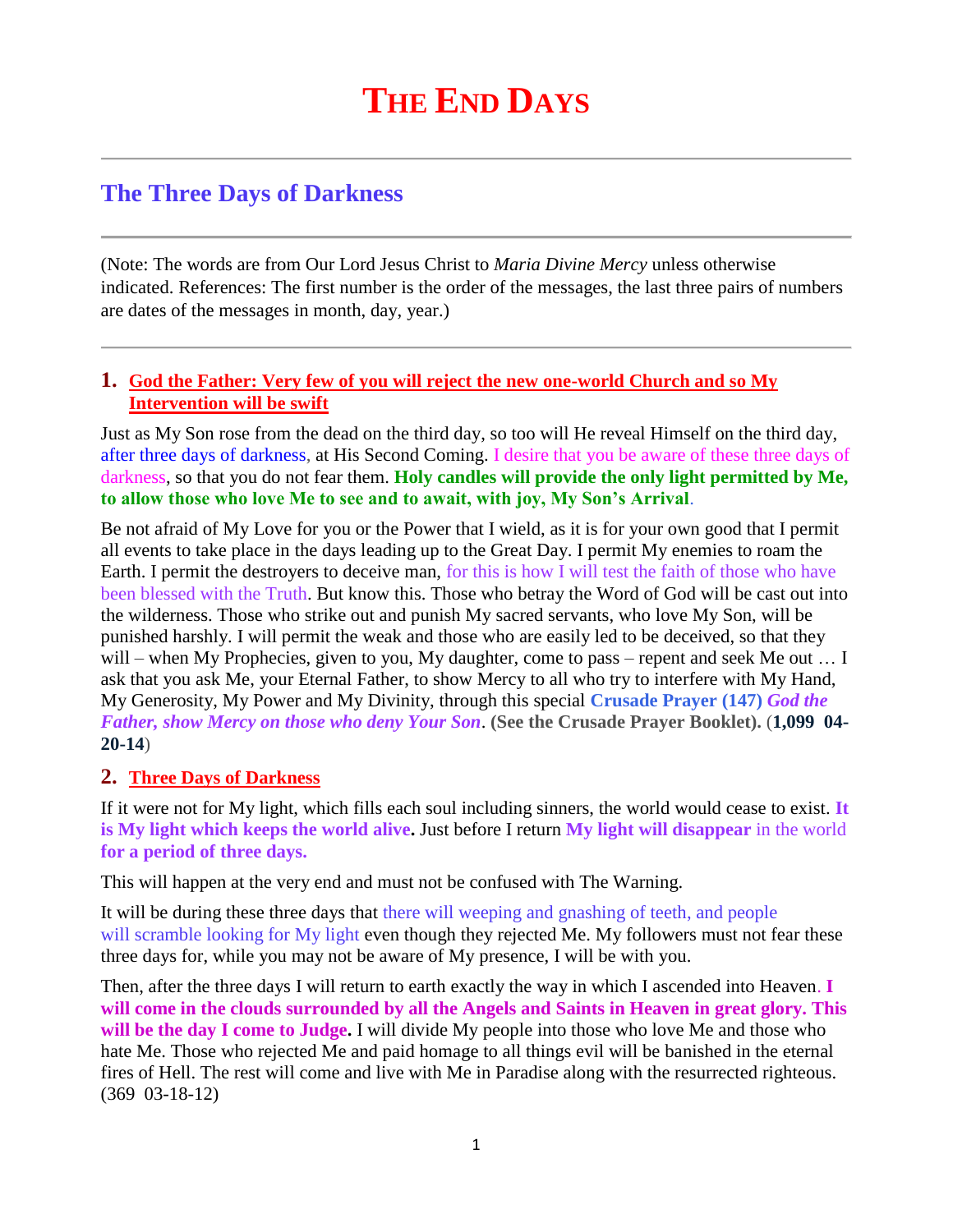# THE END DAYS

## The Three Days of Darkness

(Note: The words are from Our Lord Jesus Christ to *Maria Divine Mercy* unless otherwise indicated. References: The first number is the order of the messages, the last three pairs of numbers are dates of the messages in month, day, year.)

### 1. God the Father: Very few of you will reject the new one-world Church and so My Intervention will be swift

Just as My Son rose from the dead on the third day, so too will He reveal Himself on the third day, after three days of darkness, at His Second Coming. I desire that you be aware of these three days of darkness, so that you do not fear them. **Holy candles will provide the only light permitted by Me, to allow those who love Me to see and to await, with joy, My Son's Arrival**.

Be not afraid of My Love for you or the Power that I wield, as it is for your own good that I permit all events to take place in the days leading up to the Great Day. I permit My enemies to roam the Earth. I permit the destroyers to deceive man, for this is how I will test the faith of those who have been blessed with the Truth. But know this. Those who betray the Word of God will be cast out into the wilderness. Those who strike out and punish My sacred servants, who love My Son, will be punished harshly. I will permit the weak and those who are easily led to be deceived, so that they will – when My Prophecies, given to you, My daughter, come to pass – repent and seek Me out … I ask that you ask Me, your Eternal Father, to show Mercy to all who try to interfere with My Hand, My Generosity, My Power and My Divinity, through this special **Crusade Prayer (147)** ***God the Father, show Mercy on those who deny Your Son***. **(See the Crusade Prayer Booklet).** (**1,099 04-20-14**)

### 2. Three Days of Darkness

If it were not for My light, which fills each soul including sinners, the world would cease to exist. **It is My light which keeps the world alive.** Just before I return **My light will disappear** in the world **for a period of three days.**

This will happen at the very end and must not be confused with The Warning.

It will be during these three days that there will weeping and gnashing of teeth, and people will scramble looking for My light even though they rejected Me. My followers must not fear these three days for, while you may not be aware of My presence, I will be with you.

Then, after the three days I will return to earth exactly the way in which I ascended into Heaven. **I will come in the clouds surrounded by all the Angels and Saints in Heaven in great glory. This will be the day I come to Judge.** I will divide My people into those who love Me and those who hate Me. Those who rejected Me and paid homage to all things evil will be banished in the eternal fires of Hell. The rest will come and live with Me in Paradise along with the resurrected righteous. (369 03-18-12)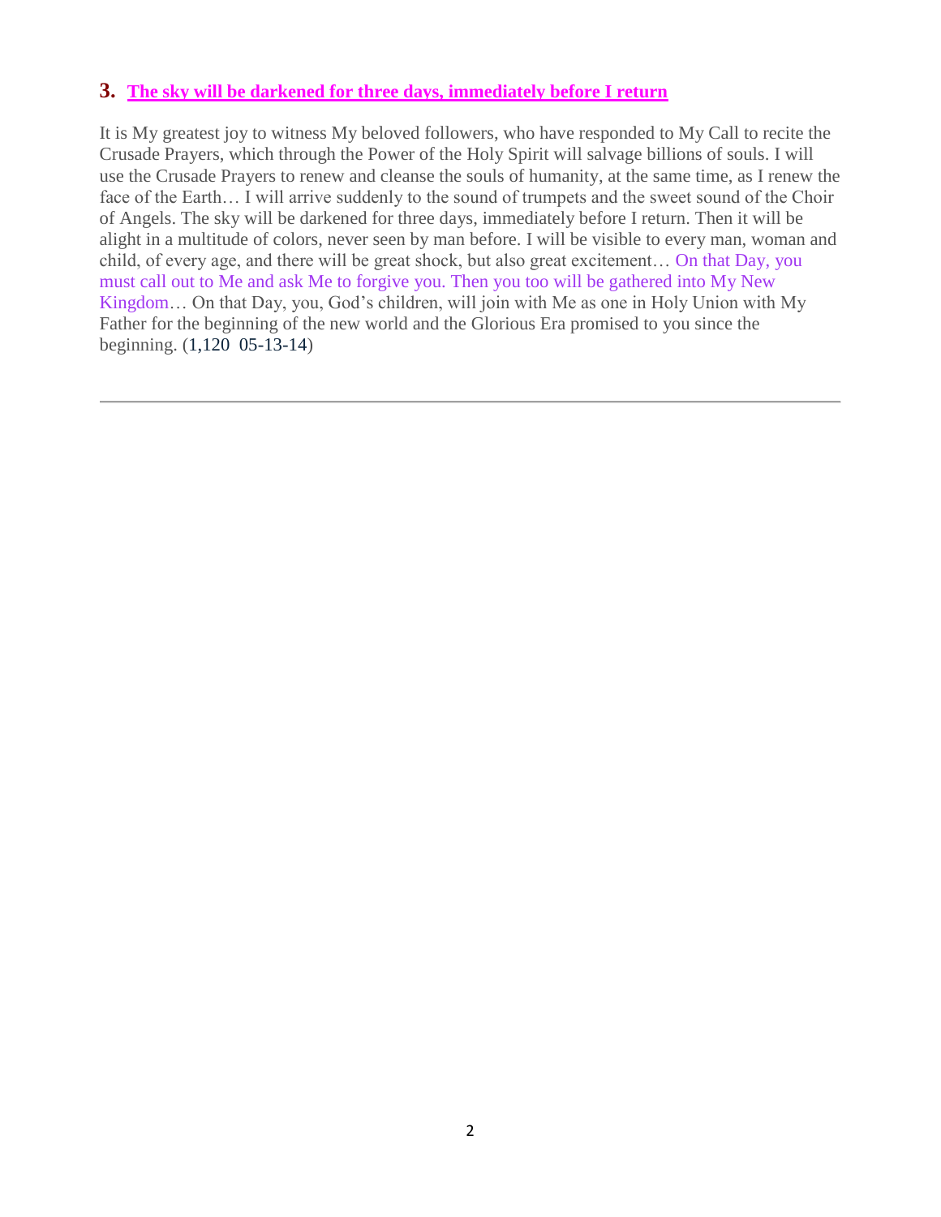## 3. The sky will be darkened for three days, immediately before I return

It is My greatest joy to witness My beloved followers, who have responded to My Call to recite the Crusade Prayers, which through the Power of the Holy Spirit will salvage billions of souls. I will use the Crusade Prayers to renew and cleanse the souls of humanity, at the same time, as I renew the face of the Earth… I will arrive suddenly to the sound of trumpets and the sweet sound of the Choir of Angels. The sky will be darkened for three days, immediately before I return. Then it will be alight in a multitude of colors, never seen by man before. I will be visible to every man, woman and child, of every age, and there will be great shock, but also great excitement… On that Day, you must call out to Me and ask Me to forgive you. Then you too will be gathered into My New Kingdom… On that Day, you, God's children, will join with Me as one in Holy Union with My Father for the beginning of the new world and the Glorious Era promised to you since the beginning. (1,120 05-13-14)

---